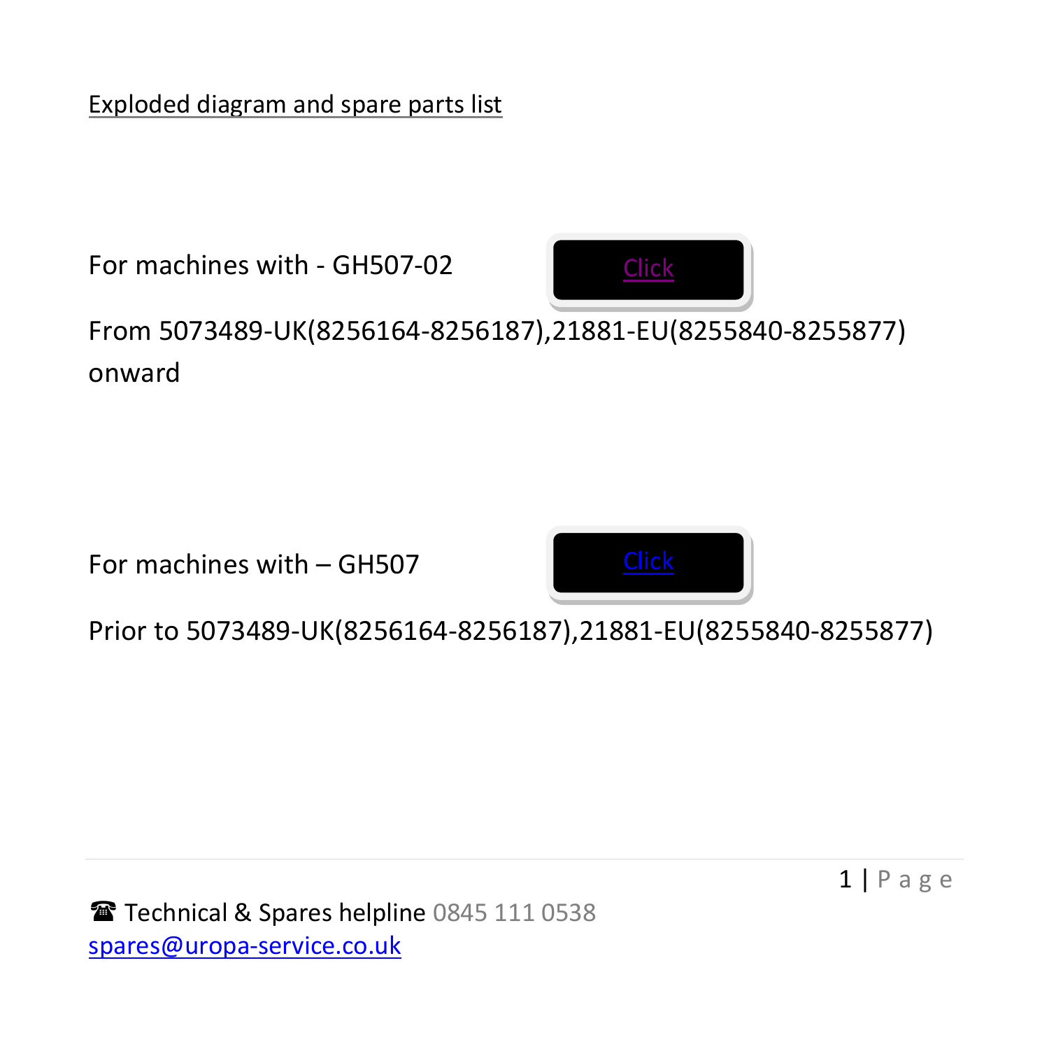Exploded diagram and spare parts list

For machines with - GH507-02 Click

From 5073489-UK(8256164-8256187),21881-EU(8255840-8255877) onward

For machines with – GH507 Click

Prior to 5073489-UK(8256164-8256187),21881-EU(8255840-8255877)

☎ Technical & Spares helpline 0845 111 0538
spares@uropa-service.co.uk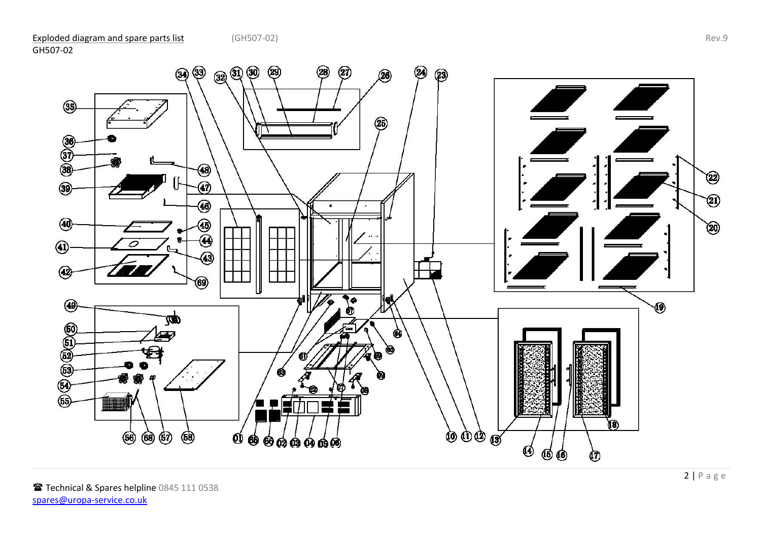Exploded diagram and spare parts list (GH507-02) Rev.9

GH507-02

☎ Technical & Spares helpline 0845 111 0538

spares@uropa-service.co.uk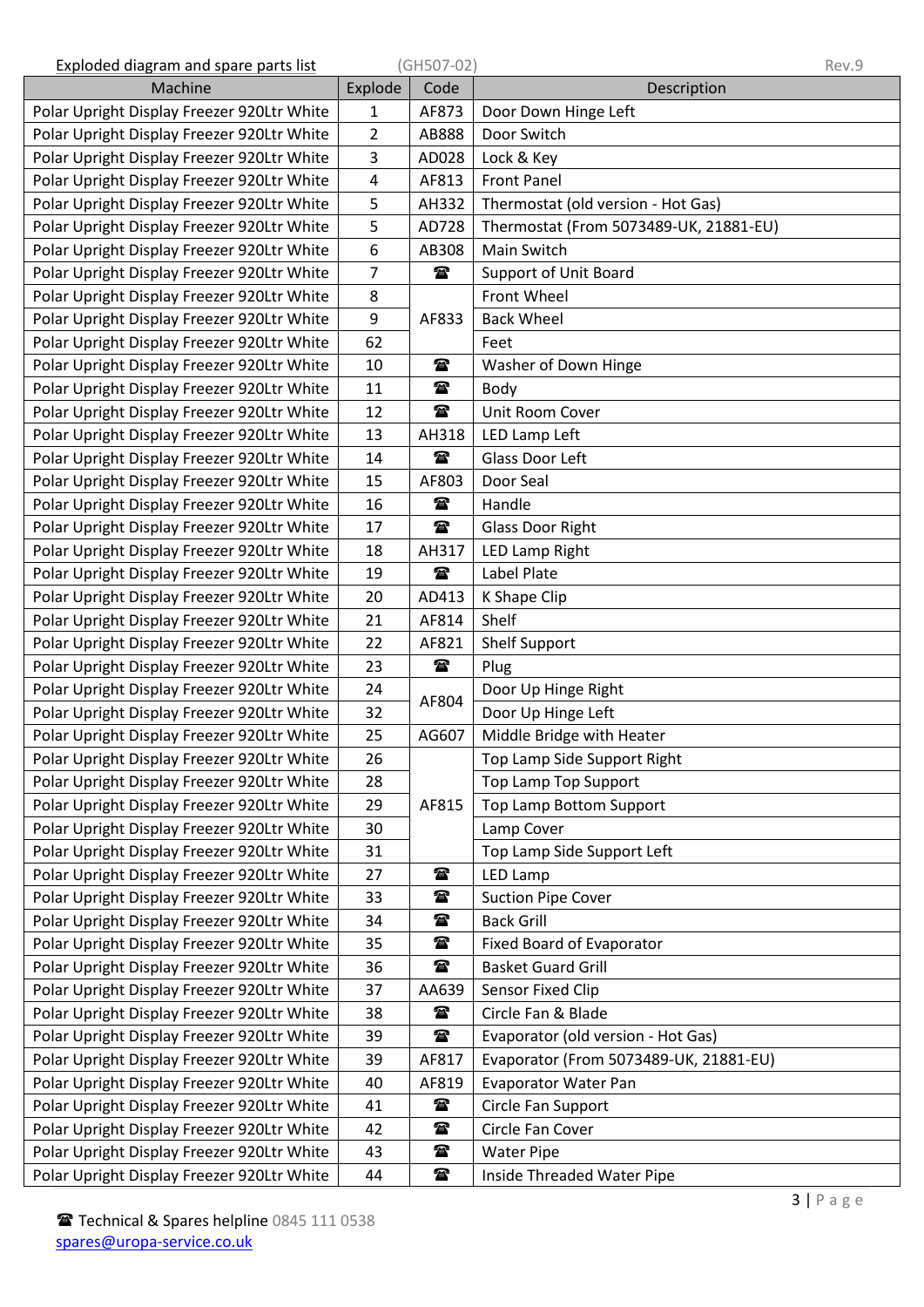Exploded diagram and spare parts list (GH507-02) Rev.9

| Machine | Explode | Code | Description |
|---|---|---|---|
| Polar Upright Display Freezer 920Ltr White | 1 | AF873 | Door Down Hinge Left |
| Polar Upright Display Freezer 920Ltr White | 2 | AB888 | Door Switch |
| Polar Upright Display Freezer 920Ltr White | 3 | AD028 | Lock & Key |
| Polar Upright Display Freezer 920Ltr White | 4 | AF813 | Front Panel |
| Polar Upright Display Freezer 920Ltr White | 5 | AH332 | Thermostat (old version - Hot Gas) |
| Polar Upright Display Freezer 920Ltr White | 5 | AD728 | Thermostat (From 5073489-UK, 21881-EU) |
| Polar Upright Display Freezer 920Ltr White | 6 | AB308 | Main Switch |
| Polar Upright Display Freezer 920Ltr White | 7 | ☎ | Support of Unit Board |
| Polar Upright Display Freezer 920Ltr White | 8 | AF833 | Front Wheel |
| Polar Upright Display Freezer 920Ltr White | 9 | AF833 | Back Wheel |
| Polar Upright Display Freezer 920Ltr White | 62 | AF833 | Feet |
| Polar Upright Display Freezer 920Ltr White | 10 | ☎ | Washer of Down Hinge |
| Polar Upright Display Freezer 920Ltr White | 11 | ☎ | Body |
| Polar Upright Display Freezer 920Ltr White | 12 | ☎ | Unit Room Cover |
| Polar Upright Display Freezer 920Ltr White | 13 | AH318 | LED Lamp Left |
| Polar Upright Display Freezer 920Ltr White | 14 | ☎ | Glass Door Left |
| Polar Upright Display Freezer 920Ltr White | 15 | AF803 | Door Seal |
| Polar Upright Display Freezer 920Ltr White | 16 | ☎ | Handle |
| Polar Upright Display Freezer 920Ltr White | 17 | ☎ | Glass Door Right |
| Polar Upright Display Freezer 920Ltr White | 18 | AH317 | LED Lamp Right |
| Polar Upright Display Freezer 920Ltr White | 19 | ☎ | Label Plate |
| Polar Upright Display Freezer 920Ltr White | 20 | AD413 | K Shape Clip |
| Polar Upright Display Freezer 920Ltr White | 21 | AF814 | Shelf |
| Polar Upright Display Freezer 920Ltr White | 22 | AF821 | Shelf Support |
| Polar Upright Display Freezer 920Ltr White | 23 | ☎ | Plug |
| Polar Upright Display Freezer 920Ltr White | 24 | AF804 | Door Up Hinge Right |
| Polar Upright Display Freezer 920Ltr White | 32 | AF804 | Door Up Hinge Left |
| Polar Upright Display Freezer 920Ltr White | 25 | AG607 | Middle Bridge with Heater |
| Polar Upright Display Freezer 920Ltr White | 26 | AF815 | Top Lamp Side Support Right |
| Polar Upright Display Freezer 920Ltr White | 28 | AF815 | Top Lamp Top Support |
| Polar Upright Display Freezer 920Ltr White | 29 | AF815 | Top Lamp Bottom Support |
| Polar Upright Display Freezer 920Ltr White | 30 | AF815 | Lamp Cover |
| Polar Upright Display Freezer 920Ltr White | 31 | AF815 | Top Lamp Side Support Left |
| Polar Upright Display Freezer 920Ltr White | 27 | ☎ | LED Lamp |
| Polar Upright Display Freezer 920Ltr White | 33 | ☎ | Suction Pipe Cover |
| Polar Upright Display Freezer 920Ltr White | 34 | ☎ | Back Grill |
| Polar Upright Display Freezer 920Ltr White | 35 | ☎ | Fixed Board of Evaporator |
| Polar Upright Display Freezer 920Ltr White | 36 | ☎ | Basket Guard Grill |
| Polar Upright Display Freezer 920Ltr White | 37 | AA639 | Sensor Fixed Clip |
| Polar Upright Display Freezer 920Ltr White | 38 | ☎ | Circle Fan & Blade |
| Polar Upright Display Freezer 920Ltr White | 39 | ☎ | Evaporator (old version - Hot Gas) |
| Polar Upright Display Freezer 920Ltr White | 39 | AF817 | Evaporator (From 5073489-UK, 21881-EU) |
| Polar Upright Display Freezer 920Ltr White | 40 | AF819 | Evaporator Water Pan |
| Polar Upright Display Freezer 920Ltr White | 41 | ☎ | Circle Fan Support |
| Polar Upright Display Freezer 920Ltr White | 42 | ☎ | Circle Fan Cover |
| Polar Upright Display Freezer 920Ltr White | 43 | ☎ | Water Pipe |
| Polar Upright Display Freezer 920Ltr White | 44 | ☎ | Inside Threaded Water Pipe |

☎ Technical & Spares helpline 0845 111 0538
spares@uropa-service.co.uk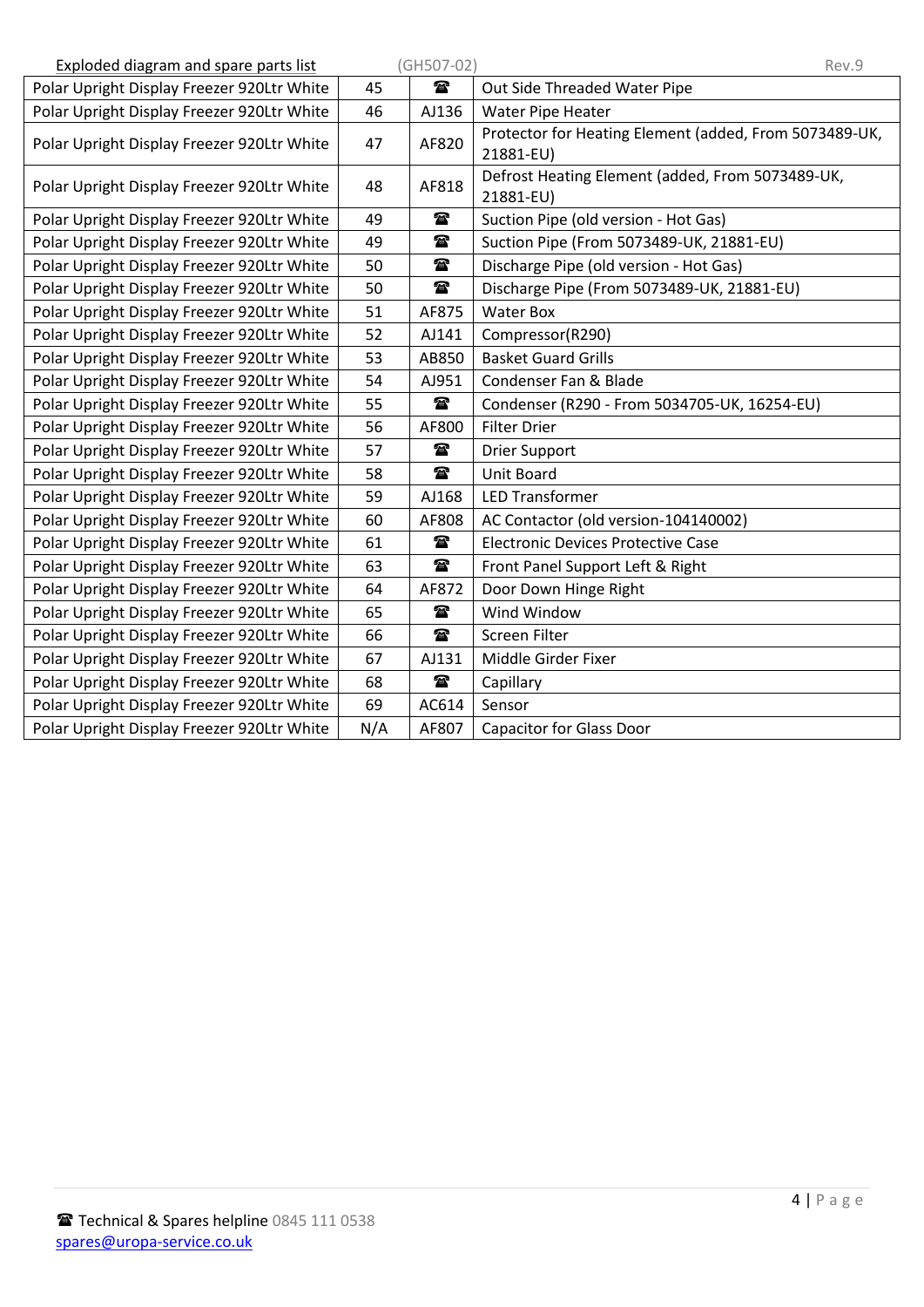| Polar Upright Display Freezer 920Ltr White | 45 | ☎ | Out Side Threaded Water Pipe |
|---|---|---|---|
| Polar Upright Display Freezer 920Ltr White | 46 | AJ136 | Water Pipe Heater |
| Polar Upright Display Freezer 920Ltr White | 47 | AF820 | Protector for Heating Element (added, From 5073489-UK, 21881-EU) |
| Polar Upright Display Freezer 920Ltr White | 48 | AF818 | Defrost Heating Element (added, From 5073489-UK, 21881-EU) |
| Polar Upright Display Freezer 920Ltr White | 49 | ☎ | Suction Pipe (old version - Hot Gas) |
| Polar Upright Display Freezer 920Ltr White | 49 | ☎ | Suction Pipe (From 5073489-UK, 21881-EU) |
| Polar Upright Display Freezer 920Ltr White | 50 | ☎ | Discharge Pipe (old version - Hot Gas) |
| Polar Upright Display Freezer 920Ltr White | 50 | ☎ | Discharge Pipe (From 5073489-UK, 21881-EU) |
| Polar Upright Display Freezer 920Ltr White | 51 | AF875 | Water Box |
| Polar Upright Display Freezer 920Ltr White | 52 | AJ141 | Compressor(R290) |
| Polar Upright Display Freezer 920Ltr White | 53 | AB850 | Basket Guard Grills |
| Polar Upright Display Freezer 920Ltr White | 54 | AJ951 | Condenser Fan & Blade |
| Polar Upright Display Freezer 920Ltr White | 55 | ☎ | Condenser (R290 - From 5034705-UK, 16254-EU) |
| Polar Upright Display Freezer 920Ltr White | 56 | AF800 | Filter Drier |
| Polar Upright Display Freezer 920Ltr White | 57 | ☎ | Drier Support |
| Polar Upright Display Freezer 920Ltr White | 58 | ☎ | Unit Board |
| Polar Upright Display Freezer 920Ltr White | 59 | AJ168 | LED Transformer |
| Polar Upright Display Freezer 920Ltr White | 60 | AF808 | AC Contactor (old version-104140002) |
| Polar Upright Display Freezer 920Ltr White | 61 | ☎ | Electronic Devices Protective Case |
| Polar Upright Display Freezer 920Ltr White | 63 | ☎ | Front Panel Support Left & Right |
| Polar Upright Display Freezer 920Ltr White | 64 | AF872 | Door Down Hinge Right |
| Polar Upright Display Freezer 920Ltr White | 65 | ☎ | Wind Window |
| Polar Upright Display Freezer 920Ltr White | 66 | ☎ | Screen Filter |
| Polar Upright Display Freezer 920Ltr White | 67 | AJ131 | Middle Girder Fixer |
| Polar Upright Display Freezer 920Ltr White | 68 | ☎ | Capillary |
| Polar Upright Display Freezer 920Ltr White | 69 | AC614 | Sensor |
| Polar Upright Display Freezer 920Ltr White | N/A | AF807 | Capacitor for Glass Door |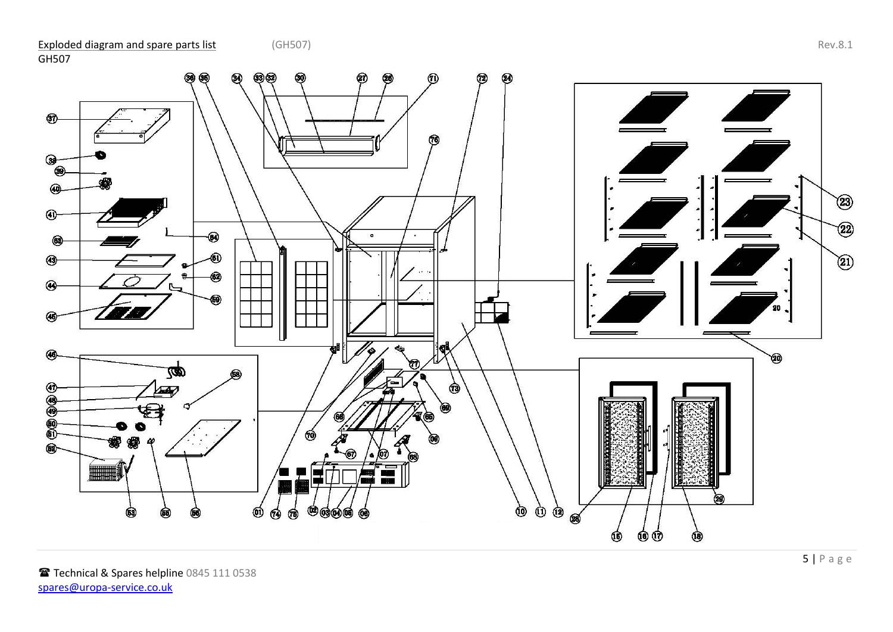Exploded diagram and spare parts list (GH507)

GH507

Technical & Spares helpline 0845 111 0538
spares@uropa-service.co.uk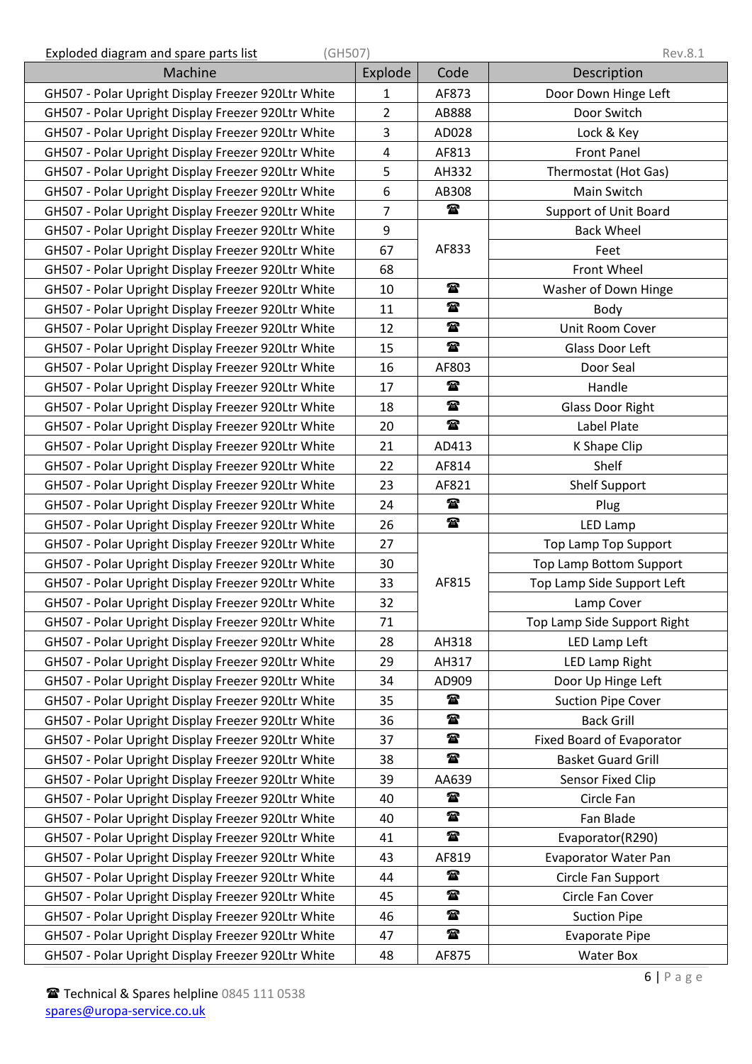Exploded diagram and spare parts list (GH507) Rev.8.1

| Machine | Explode | Code | Description |
|---|---|---|---|
| GH507 - Polar Upright Display Freezer 920Ltr White | 1 | AF873 | Door Down Hinge Left |
| GH507 - Polar Upright Display Freezer 920Ltr White | 2 | AB888 | Door Switch |
| GH507 - Polar Upright Display Freezer 920Ltr White | 3 | AD028 | Lock & Key |
| GH507 - Polar Upright Display Freezer 920Ltr White | 4 | AF813 | Front Panel |
| GH507 - Polar Upright Display Freezer 920Ltr White | 5 | AH332 | Thermostat (Hot Gas) |
| GH507 - Polar Upright Display Freezer 920Ltr White | 6 | AB308 | Main Switch |
| GH507 - Polar Upright Display Freezer 920Ltr White | 7 | ☎ | Support of Unit Board |
| GH507 - Polar Upright Display Freezer 920Ltr White | 9 | AF833 | Back Wheel |
| GH507 - Polar Upright Display Freezer 920Ltr White | 67 | AF833 | Feet |
| GH507 - Polar Upright Display Freezer 920Ltr White | 68 | AF833 | Front Wheel |
| GH507 - Polar Upright Display Freezer 920Ltr White | 10 | ☎ | Washer of Down Hinge |
| GH507 - Polar Upright Display Freezer 920Ltr White | 11 | ☎ | Body |
| GH507 - Polar Upright Display Freezer 920Ltr White | 12 | ☎ | Unit Room Cover |
| GH507 - Polar Upright Display Freezer 920Ltr White | 15 | ☎ | Glass Door Left |
| GH507 - Polar Upright Display Freezer 920Ltr White | 16 | AF803 | Door Seal |
| GH507 - Polar Upright Display Freezer 920Ltr White | 17 | ☎ | Handle |
| GH507 - Polar Upright Display Freezer 920Ltr White | 18 | ☎ | Glass Door Right |
| GH507 - Polar Upright Display Freezer 920Ltr White | 20 | ☎ | Label Plate |
| GH507 - Polar Upright Display Freezer 920Ltr White | 21 | AD413 | K Shape Clip |
| GH507 - Polar Upright Display Freezer 920Ltr White | 22 | AF814 | Shelf |
| GH507 - Polar Upright Display Freezer 920Ltr White | 23 | AF821 | Shelf Support |
| GH507 - Polar Upright Display Freezer 920Ltr White | 24 | ☎ | Plug |
| GH507 - Polar Upright Display Freezer 920Ltr White | 26 | ☎ | LED Lamp |
| GH507 - Polar Upright Display Freezer 920Ltr White | 27 | AF815 | Top Lamp Top Support |
| GH507 - Polar Upright Display Freezer 920Ltr White | 30 | AF815 | Top Lamp Bottom Support |
| GH507 - Polar Upright Display Freezer 920Ltr White | 33 | AF815 | Top Lamp Side Support Left |
| GH507 - Polar Upright Display Freezer 920Ltr White | 32 | AF815 | Lamp Cover |
| GH507 - Polar Upright Display Freezer 920Ltr White | 71 | AF815 | Top Lamp Side Support Right |
| GH507 - Polar Upright Display Freezer 920Ltr White | 28 | AH318 | LED Lamp Left |
| GH507 - Polar Upright Display Freezer 920Ltr White | 29 | AH317 | LED Lamp Right |
| GH507 - Polar Upright Display Freezer 920Ltr White | 34 | AD909 | Door Up Hinge Left |
| GH507 - Polar Upright Display Freezer 920Ltr White | 35 | ☎ | Suction Pipe Cover |
| GH507 - Polar Upright Display Freezer 920Ltr White | 36 | ☎ | Back Grill |
| GH507 - Polar Upright Display Freezer 920Ltr White | 37 | ☎ | Fixed Board of Evaporator |
| GH507 - Polar Upright Display Freezer 920Ltr White | 38 | ☎ | Basket Guard Grill |
| GH507 - Polar Upright Display Freezer 920Ltr White | 39 | AA639 | Sensor Fixed Clip |
| GH507 - Polar Upright Display Freezer 920Ltr White | 40 | ☎ | Circle Fan |
| GH507 - Polar Upright Display Freezer 920Ltr White | 40 | ☎ | Fan Blade |
| GH507 - Polar Upright Display Freezer 920Ltr White | 41 | ☎ | Evaporator(R290) |
| GH507 - Polar Upright Display Freezer 920Ltr White | 43 | AF819 | Evaporator Water Pan |
| GH507 - Polar Upright Display Freezer 920Ltr White | 44 | ☎ | Circle Fan Support |
| GH507 - Polar Upright Display Freezer 920Ltr White | 45 | ☎ | Circle Fan Cover |
| GH507 - Polar Upright Display Freezer 920Ltr White | 46 | ☎ | Suction Pipe |
| GH507 - Polar Upright Display Freezer 920Ltr White | 47 | ☎ | Evaporate Pipe |
| GH507 - Polar Upright Display Freezer 920Ltr White | 48 | AF875 | Water Box |

☎ Technical & Spares helpline 0845 111 0538
spares@uropa-service.co.uk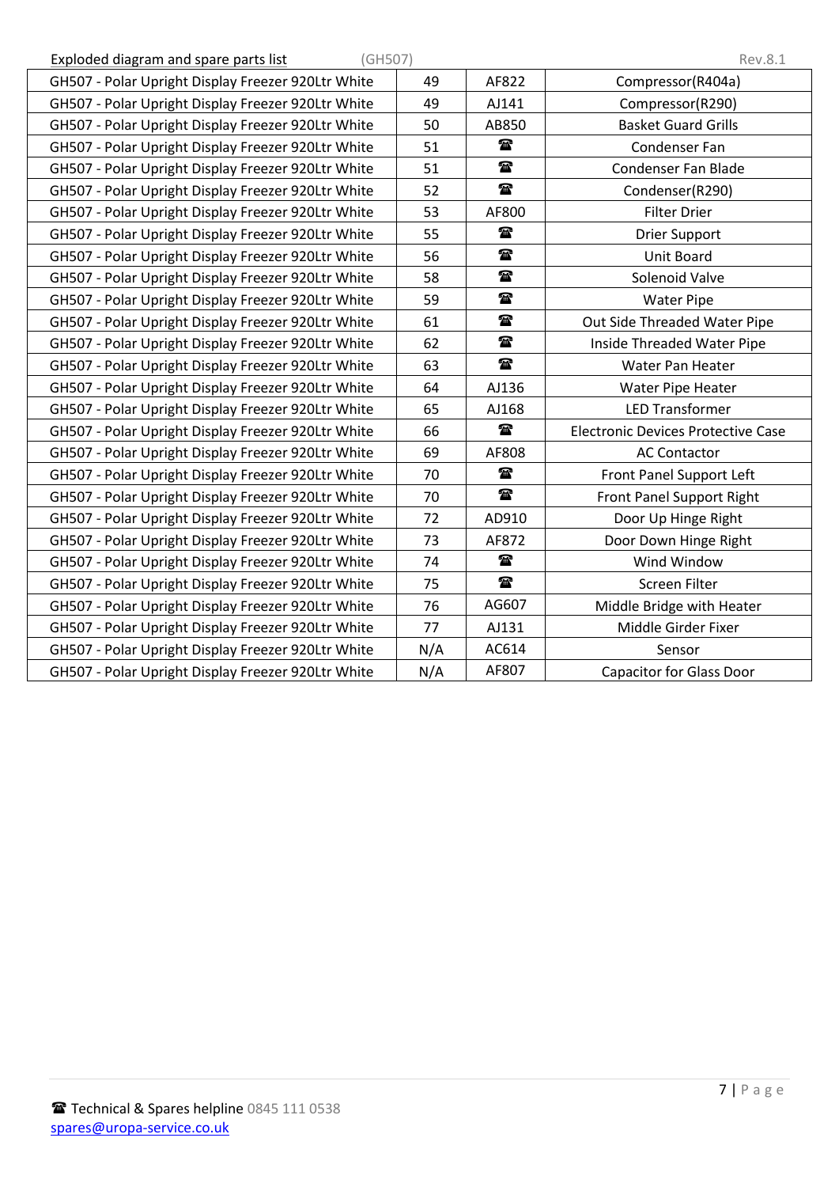| | | | |
|---|---|---|---|
| GH507 - Polar Upright Display Freezer 920Ltr White | 49 | AF822 | Compressor(R404a) |
| GH507 - Polar Upright Display Freezer 920Ltr White | 49 | AJ141 | Compressor(R290) |
| GH507 - Polar Upright Display Freezer 920Ltr White | 50 | AB850 | Basket Guard Grills |
| GH507 - Polar Upright Display Freezer 920Ltr White | 51 | ☎ | Condenser Fan |
| GH507 - Polar Upright Display Freezer 920Ltr White | 51 | ☎ | Condenser Fan Blade |
| GH507 - Polar Upright Display Freezer 920Ltr White | 52 | ☎ | Condenser(R290) |
| GH507 - Polar Upright Display Freezer 920Ltr White | 53 | AF800 | Filter Drier |
| GH507 - Polar Upright Display Freezer 920Ltr White | 55 | ☎ | Drier Support |
| GH507 - Polar Upright Display Freezer 920Ltr White | 56 | ☎ | Unit Board |
| GH507 - Polar Upright Display Freezer 920Ltr White | 58 | ☎ | Solenoid Valve |
| GH507 - Polar Upright Display Freezer 920Ltr White | 59 | ☎ | Water Pipe |
| GH507 - Polar Upright Display Freezer 920Ltr White | 61 | ☎ | Out Side Threaded Water Pipe |
| GH507 - Polar Upright Display Freezer 920Ltr White | 62 | ☎ | Inside Threaded Water Pipe |
| GH507 - Polar Upright Display Freezer 920Ltr White | 63 | ☎ | Water Pan Heater |
| GH507 - Polar Upright Display Freezer 920Ltr White | 64 | AJ136 | Water Pipe Heater |
| GH507 - Polar Upright Display Freezer 920Ltr White | 65 | AJ168 | LED Transformer |
| GH507 - Polar Upright Display Freezer 920Ltr White | 66 | ☎ | Electronic Devices Protective Case |
| GH507 - Polar Upright Display Freezer 920Ltr White | 69 | AF808 | AC Contactor |
| GH507 - Polar Upright Display Freezer 920Ltr White | 70 | ☎ | Front Panel Support Left |
| GH507 - Polar Upright Display Freezer 920Ltr White | 70 | ☎ | Front Panel Support Right |
| GH507 - Polar Upright Display Freezer 920Ltr White | 72 | AD910 | Door Up Hinge Right |
| GH507 - Polar Upright Display Freezer 920Ltr White | 73 | AF872 | Door Down Hinge Right |
| GH507 - Polar Upright Display Freezer 920Ltr White | 74 | ☎ | Wind Window |
| GH507 - Polar Upright Display Freezer 920Ltr White | 75 | ☎ | Screen Filter |
| GH507 - Polar Upright Display Freezer 920Ltr White | 76 | AG607 | Middle Bridge with Heater |
| GH507 - Polar Upright Display Freezer 920Ltr White | 77 | AJ131 | Middle Girder Fixer |
| GH507 - Polar Upright Display Freezer 920Ltr White | N/A | AC614 | Sensor |
| GH507 - Polar Upright Display Freezer 920Ltr White | N/A | AF807 | Capacitor for Glass Door |

☎ Technical & Spares helpline 0845 111 0538
spares@uropa-service.co.uk